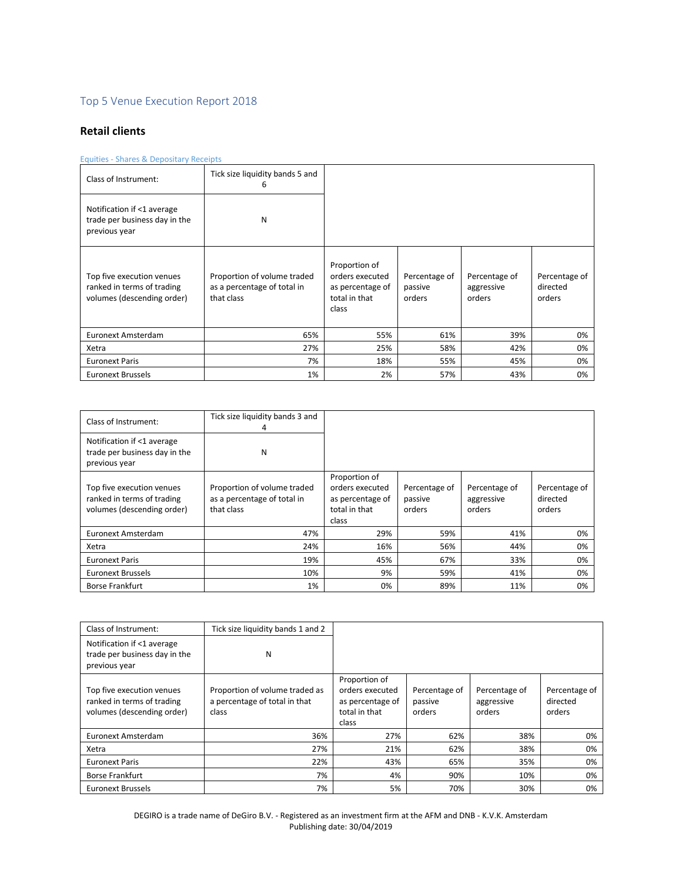# Top 5 Venue Execution Report 2018

## Retail clients

Equities - Shares & Depositary Receipts

| Class of Instrument: | Tick size liquidity bands 5 and 6 | | | | |
|---|---|---|---|---|---|
| Notification if <1 average trade per business day in the previous year | N | | | | |
| Top five execution venues ranked in terms of trading volumes (descending order) | Proportion of volume traded as a percentage of total in that class | Proportion of orders executed as percentage of total in that class | Percentage of passive orders | Percentage of aggressive orders | Percentage of directed orders |
| Euronext Amsterdam | 65% | 55% | 61% | 39% | 0% |
| Xetra | 27% | 25% | 58% | 42% | 0% |
| Euronext Paris | 7% | 18% | 55% | 45% | 0% |
| Euronext Brussels | 1% | 2% | 57% | 43% | 0% |

| Class of Instrument: | Tick size liquidity bands 3 and 4 | | | | |
|---|---|---|---|---|---|
| Notification if <1 average trade per business day in the previous year | N | | | | |
| Top five execution venues ranked in terms of trading volumes (descending order) | Proportion of volume traded as a percentage of total in that class | Proportion of orders executed as percentage of total in that class | Percentage of passive orders | Percentage of aggressive orders | Percentage of directed orders |
| Euronext Amsterdam | 47% | 29% | 59% | 41% | 0% |
| Xetra | 24% | 16% | 56% | 44% | 0% |
| Euronext Paris | 19% | 45% | 67% | 33% | 0% |
| Euronext Brussels | 10% | 9% | 59% | 41% | 0% |
| Borse Frankfurt | 1% | 0% | 89% | 11% | 0% |

| Class of Instrument: | Tick size liquidity bands 1 and 2 | | | | |
|---|---|---|---|---|---|
| Notification if <1 average trade per business day in the previous year | N | | | | |
| Top five execution venues ranked in terms of trading volumes (descending order) | Proportion of volume traded as a percentage of total in that class | Proportion of orders executed as percentage of total in that class | Percentage of passive orders | Percentage of aggressive orders | Percentage of directed orders |
| Euronext Amsterdam | 36% | 27% | 62% | 38% | 0% |
| Xetra | 27% | 21% | 62% | 38% | 0% |
| Euronext Paris | 22% | 43% | 65% | 35% | 0% |
| Borse Frankfurt | 7% | 4% | 90% | 10% | 0% |
| Euronext Brussels | 7% | 5% | 70% | 30% | 0% |

DEGIRO is a trade name of DeGiro B.V. - Registered as an investment firm at the AFM and DNB - K.V.K. Amsterdam
Publishing date: 30/04/2019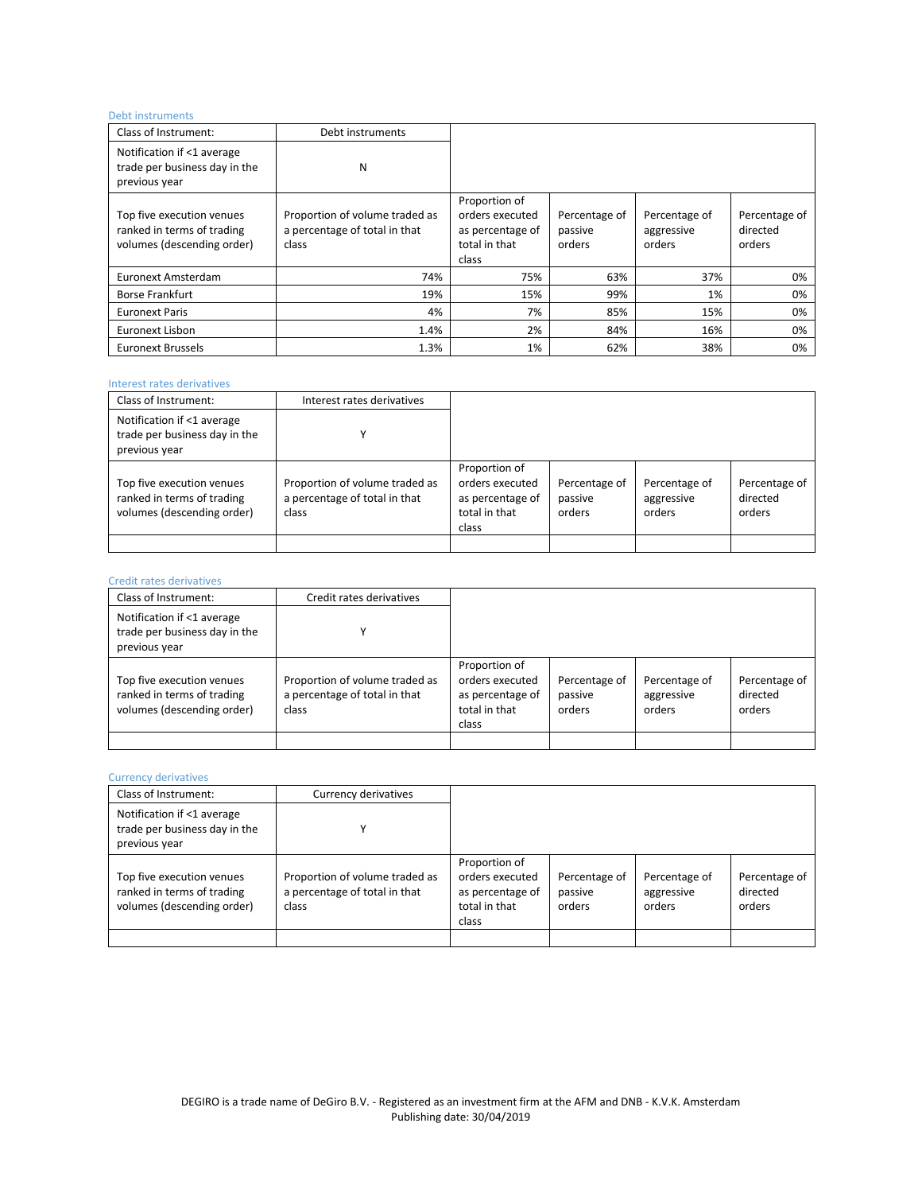### Debt instruments

| Class of Instrument: | Debt instruments | | | | |
|---|---|---|---|---|---|
| Notification if <1 average trade per business day in the previous year | N | | | | |
| Top five execution venues ranked in terms of trading volumes (descending order) | Proportion of volume traded as a percentage of total in that class | Proportion of orders executed as percentage of total in that class | Percentage of passive orders | Percentage of aggressive orders | Percentage of directed orders |
| Euronext Amsterdam | 74% | 75% | 63% | 37% | 0% |
| Borse Frankfurt | 19% | 15% | 99% | 1% | 0% |
| Euronext Paris | 4% | 7% | 85% | 15% | 0% |
| Euronext Lisbon | 1.4% | 2% | 84% | 16% | 0% |
| Euronext Brussels | 1.3% | 1% | 62% | 38% | 0% |

### Interest rates derivatives

| Class of Instrument: | Interest rates derivatives | | | | |
|---|---|---|---|---|---|
| Notification if <1 average trade per business day in the previous year | Y | | | | |
| Top five execution venues ranked in terms of trading volumes (descending order) | Proportion of volume traded as a percentage of total in that class | Proportion of orders executed as percentage of total in that class | Percentage of passive orders | Percentage of aggressive orders | Percentage of directed orders |
| | | | | | |

### Credit rates derivatives

| Class of Instrument: | Credit rates derivatives | | | | |
|---|---|---|---|---|---|
| Notification if <1 average trade per business day in the previous year | Y | | | | |
| Top five execution venues ranked in terms of trading volumes (descending order) | Proportion of volume traded as a percentage of total in that class | Proportion of orders executed as percentage of total in that class | Percentage of passive orders | Percentage of aggressive orders | Percentage of directed orders |
| | | | | | |

### Currency derivatives

| Class of Instrument: | Currency derivatives | | | | |
|---|---|---|---|---|---|
| Notification if <1 average trade per business day in the previous year | Y | | | | |
| Top five execution venues ranked in terms of trading volumes (descending order) | Proportion of volume traded as a percentage of total in that class | Proportion of orders executed as percentage of total in that class | Percentage of passive orders | Percentage of aggressive orders | Percentage of directed orders |
| | | | | | |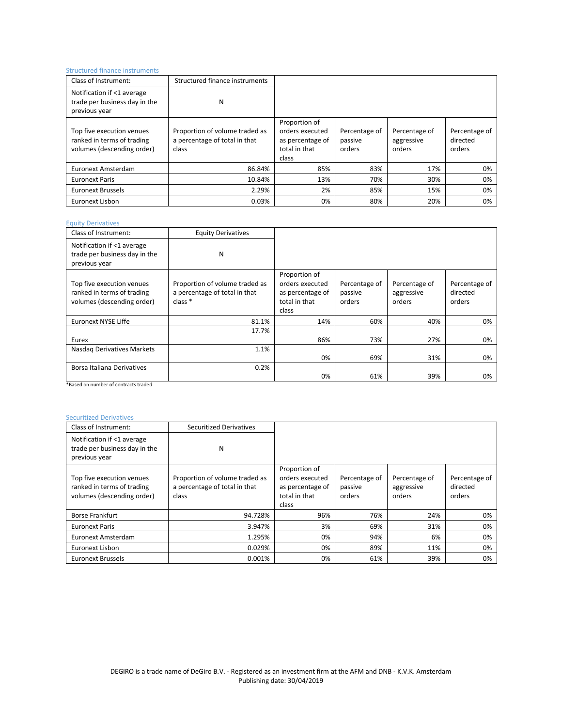### Structured finance instruments

| Class of Instrument: | Structured finance instruments | | | | |
|---|---|---|---|---|---|
| Notification if <1 average trade per business day in the previous year | N | | | | |
| Top five execution venues ranked in terms of trading volumes (descending order) | Proportion of volume traded as a percentage of total in that class | Proportion of orders executed as percentage of total in that class | Percentage of passive orders | Percentage of aggressive orders | Percentage of directed orders |
| Euronext Amsterdam | 86.84% | 85% | 83% | 17% | 0% |
| Euronext Paris | 10.84% | 13% | 70% | 30% | 0% |
| Euronext Brussels | 2.29% | 2% | 85% | 15% | 0% |
| Euronext Lisbon | 0.03% | 0% | 80% | 20% | 0% |

### Equity Derivatives

| Class of Instrument: | Equity Derivatives | | | | |
|---|---|---|---|---|---|
| Notification if <1 average trade per business day in the previous year | N | | | | |
| Top five execution venues ranked in terms of trading volumes (descending order) | Proportion of volume traded as a percentage of total in that class * | Proportion of orders executed as percentage of total in that class | Percentage of passive orders | Percentage of aggressive orders | Percentage of directed orders |
| Euronext NYSE Liffe | 81.1% | 14% | 60% | 40% | 0% |
| Eurex | 17.7% | 86% | 73% | 27% | 0% |
| Nasdaq Derivatives Markets | 1.1% | 0% | 69% | 31% | 0% |
| Borsa Italiana Derivatives | 0.2% | 0% | 61% | 39% | 0% |

*Based on number of contracts traded

### Securitized Derivatives

| Class of Instrument: | Securitized Derivatives | | | | |
|---|---|---|---|---|---|
| Notification if <1 average trade per business day in the previous year | N | | | | |
| Top five execution venues ranked in terms of trading volumes (descending order) | Proportion of volume traded as a percentage of total in that class | Proportion of orders executed as percentage of total in that class | Percentage of passive orders | Percentage of aggressive orders | Percentage of directed orders |
| Borse Frankfurt | 94.728% | 96% | 76% | 24% | 0% |
| Euronext Paris | 3.947% | 3% | 69% | 31% | 0% |
| Euronext Amsterdam | 1.295% | 0% | 94% | 6% | 0% |
| Euronext Lisbon | 0.029% | 0% | 89% | 11% | 0% |
| Euronext Brussels | 0.001% | 0% | 61% | 39% | 0% |

DEGIRO is a trade name of DeGiro B.V. - Registered as an investment firm at the AFM and DNB - K.V.K. Amsterdam
Publishing date: 30/04/2019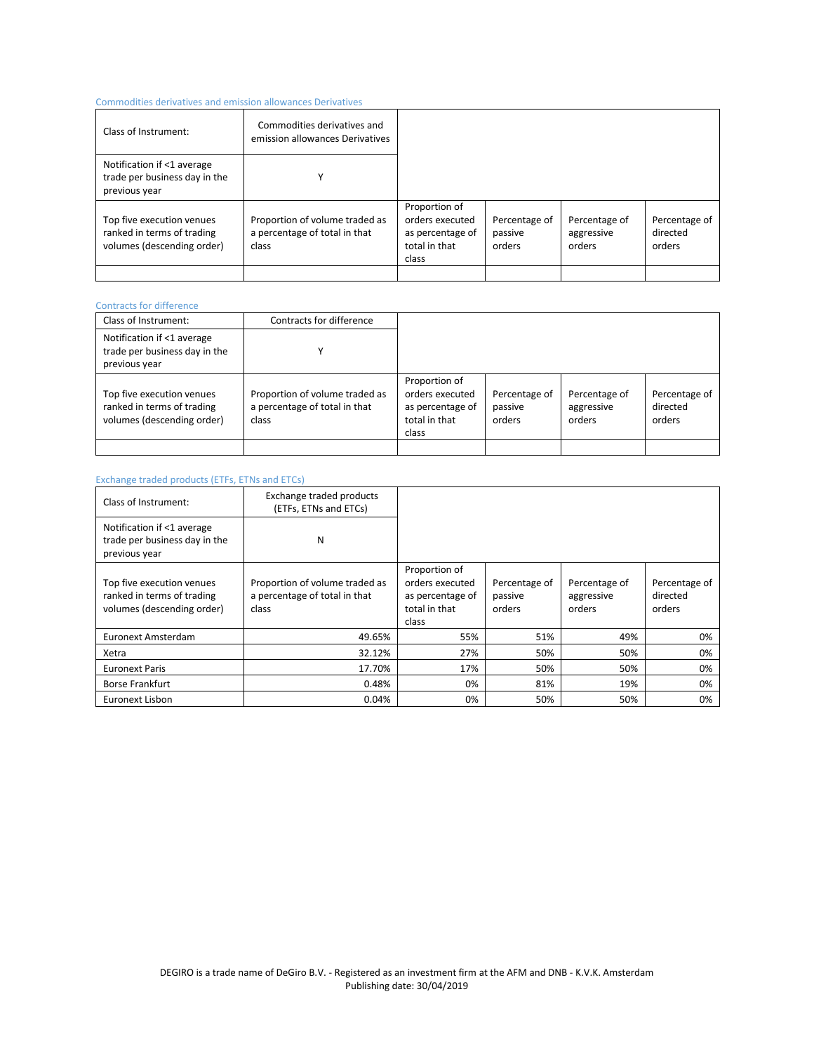### Commodities derivatives and emission allowances Derivatives

| Class of Instrument: | Commodities derivatives and emission allowances Derivatives | | | | |
|---|---|---|---|---|---|
| Notification if <1 average trade per business day in the previous year | Y | | | | |
| Top five execution venues ranked in terms of trading volumes (descending order) | Proportion of volume traded as a percentage of total in that class | Proportion of orders executed as percentage of total in that class | Percentage of passive orders | Percentage of aggressive orders | Percentage of directed orders |
| | | | | | |

### Contracts for difference

| Class of Instrument: | Contracts for difference | | | | |
|---|---|---|---|---|---|
| Notification if <1 average trade per business day in the previous year | Y | | | | |
| Top five execution venues ranked in terms of trading volumes (descending order) | Proportion of volume traded as a percentage of total in that class | Proportion of orders executed as percentage of total in that class | Percentage of passive orders | Percentage of aggressive orders | Percentage of directed orders |
| | | | | | |

### Exchange traded products (ETFs, ETNs and ETCs)

| Class of Instrument: | Exchange traded products (ETFs, ETNs and ETCs) | | | | |
|---|---|---|---|---|---|
| Notification if <1 average trade per business day in the previous year | N | | | | |
| Top five execution venues ranked in terms of trading volumes (descending order) | Proportion of volume traded as a percentage of total in that class | Proportion of orders executed as percentage of total in that class | Percentage of passive orders | Percentage of aggressive orders | Percentage of directed orders |
| Euronext Amsterdam | 49.65% | 55% | 51% | 49% | 0% |
| Xetra | 32.12% | 27% | 50% | 50% | 0% |
| Euronext Paris | 17.70% | 17% | 50% | 50% | 0% |
| Borse Frankfurt | 0.48% | 0% | 81% | 19% | 0% |
| Euronext Lisbon | 0.04% | 0% | 50% | 50% | 0% |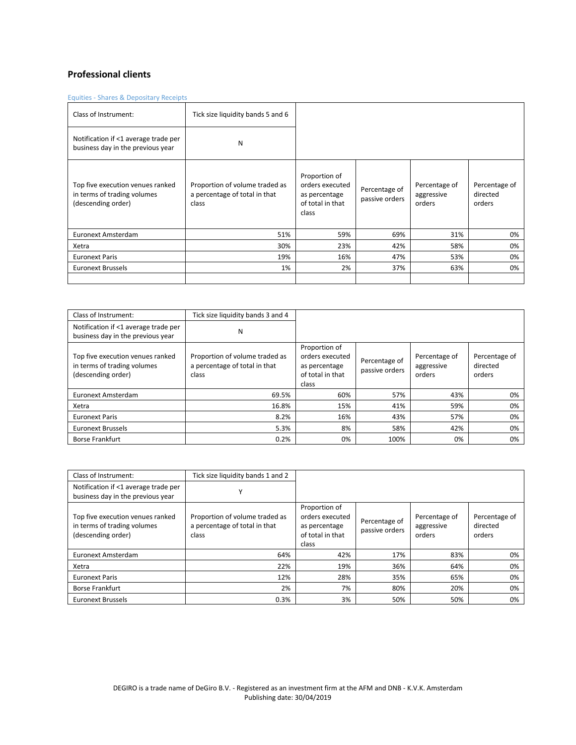## Professional clients

Equities - Shares & Depositary Receipts

| Class of Instrument: | Tick size liquidity bands 5 and 6 | | | | |
|---|---|---|---|---|---|
| Notification if <1 average trade per business day in the previous year | N | | | | |
| Top five execution venues ranked in terms of trading volumes (descending order) | Proportion of volume traded as a percentage of total in that class | Proportion of orders executed as percentage of total in that class | Percentage of passive orders | Percentage of aggressive orders | Percentage of directed orders |
| Euronext Amsterdam | 51% | 59% | 69% | 31% | 0% |
| Xetra | 30% | 23% | 42% | 58% | 0% |
| Euronext Paris | 19% | 16% | 47% | 53% | 0% |
| Euronext Brussels | 1% | 2% | 37% | 63% | 0% |
| | | | | | |

| Class of Instrument: | Tick size liquidity bands 3 and 4 | | | | |
|---|---|---|---|---|---|
| Notification if <1 average trade per business day in the previous year | N | | | | |
| Top five execution venues ranked in terms of trading volumes (descending order) | Proportion of volume traded as a percentage of total in that class | Proportion of orders executed as percentage of total in that class | Percentage of passive orders | Percentage of aggressive orders | Percentage of directed orders |
| Euronext Amsterdam | 69.5% | 60% | 57% | 43% | 0% |
| Xetra | 16.8% | 15% | 41% | 59% | 0% |
| Euronext Paris | 8.2% | 16% | 43% | 57% | 0% |
| Euronext Brussels | 5.3% | 8% | 58% | 42% | 0% |
| Borse Frankfurt | 0.2% | 0% | 100% | 0% | 0% |

| Class of Instrument: | Tick size liquidity bands 1 and 2 | | | | |
|---|---|---|---|---|---|
| Notification if <1 average trade per business day in the previous year | Y | | | | |
| Top five execution venues ranked in terms of trading volumes (descending order) | Proportion of volume traded as a percentage of total in that class | Proportion of orders executed as percentage of total in that class | Percentage of passive orders | Percentage of aggressive orders | Percentage of directed orders |
| Euronext Amsterdam | 64% | 42% | 17% | 83% | 0% |
| Xetra | 22% | 19% | 36% | 64% | 0% |
| Euronext Paris | 12% | 28% | 35% | 65% | 0% |
| Borse Frankfurt | 2% | 7% | 80% | 20% | 0% |
| Euronext Brussels | 0.3% | 3% | 50% | 50% | 0% |

DEGIRO is a trade name of DeGiro B.V. - Registered as an investment firm at the AFM and DNB - K.V.K. Amsterdam
Publishing date: 30/04/2019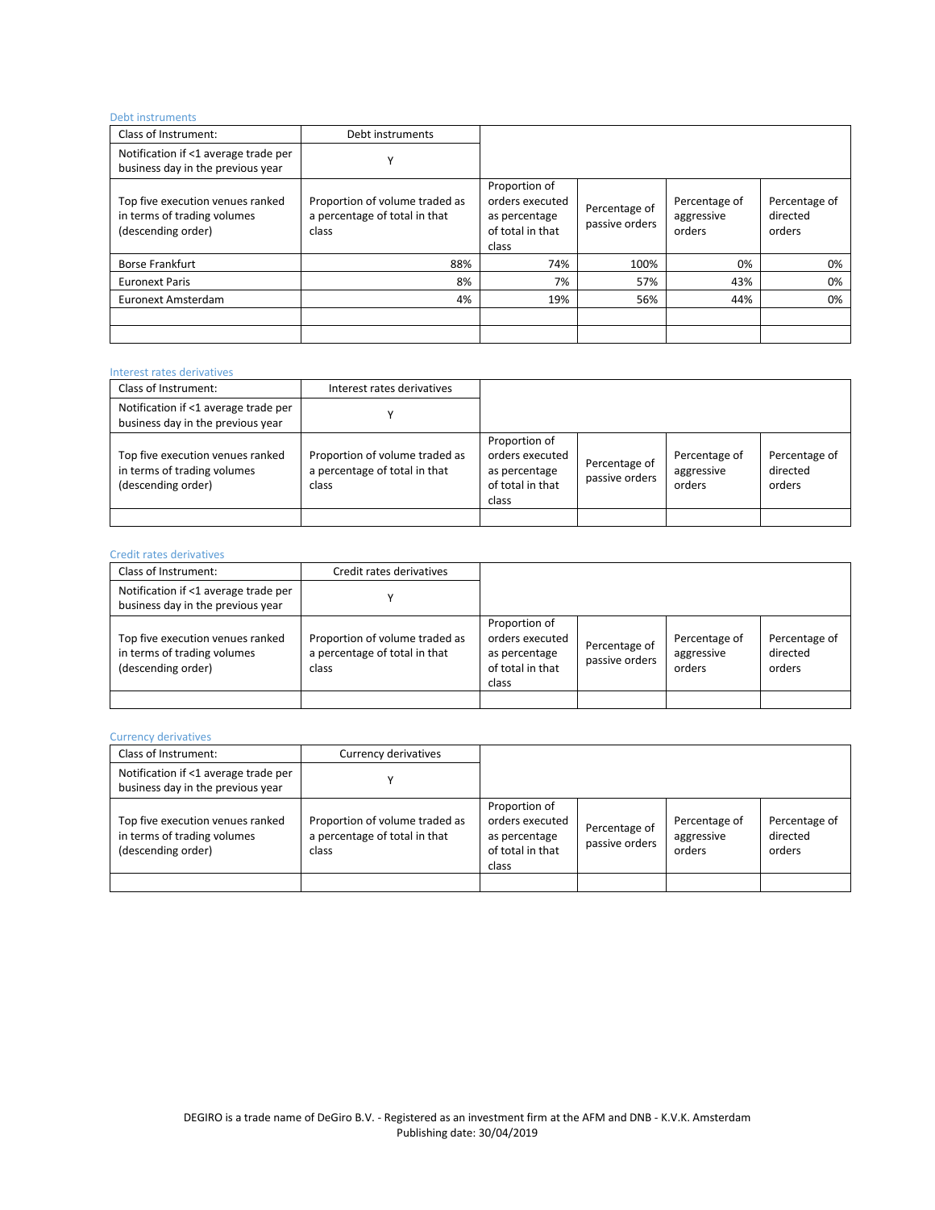### Debt instruments

| Class of Instrument: | Debt instruments | | | | |
|---|---|---|---|---|---|
| Notification if <1 average trade per business day in the previous year | Y | | | | |
| Top five execution venues ranked in terms of trading volumes (descending order) | Proportion of volume traded as a percentage of total in that class | Proportion of orders executed as percentage of total in that class | Percentage of passive orders | Percentage of aggressive orders | Percentage of directed orders |
| Borse Frankfurt | 88% | 74% | 100% | 0% | 0% |
| Euronext Paris | 8% | 7% | 57% | 43% | 0% |
| Euronext Amsterdam | 4% | 19% | 56% | 44% | 0% |
| | | | | | |
| | | | | | |

### Interest rates derivatives

| Class of Instrument: | Interest rates derivatives | | | | |
|---|---|---|---|---|---|
| Notification if <1 average trade per business day in the previous year | Y | | | | |
| Top five execution venues ranked in terms of trading volumes (descending order) | Proportion of volume traded as a percentage of total in that class | Proportion of orders executed as percentage of total in that class | Percentage of passive orders | Percentage of aggressive orders | Percentage of directed orders |
| | | | | | |

### Credit rates derivatives

| Class of Instrument: | Credit rates derivatives | | | | |
|---|---|---|---|---|---|
| Notification if <1 average trade per business day in the previous year | Y | | | | |
| Top five execution venues ranked in terms of trading volumes (descending order) | Proportion of volume traded as a percentage of total in that class | Proportion of orders executed as percentage of total in that class | Percentage of passive orders | Percentage of aggressive orders | Percentage of directed orders |
| | | | | | |

### Currency derivatives

| Class of Instrument: | Currency derivatives | | | | |
|---|---|---|---|---|---|
| Notification if <1 average trade per business day in the previous year | Y | | | | |
| Top five execution venues ranked in terms of trading volumes (descending order) | Proportion of volume traded as a percentage of total in that class | Proportion of orders executed as percentage of total in that class | Percentage of passive orders | Percentage of aggressive orders | Percentage of directed orders |
| | | | | | |

DEGIRO is a trade name of DeGiro B.V. - Registered as an investment firm at the AFM and DNB - K.V.K. Amsterdam
Publishing date: 30/04/2019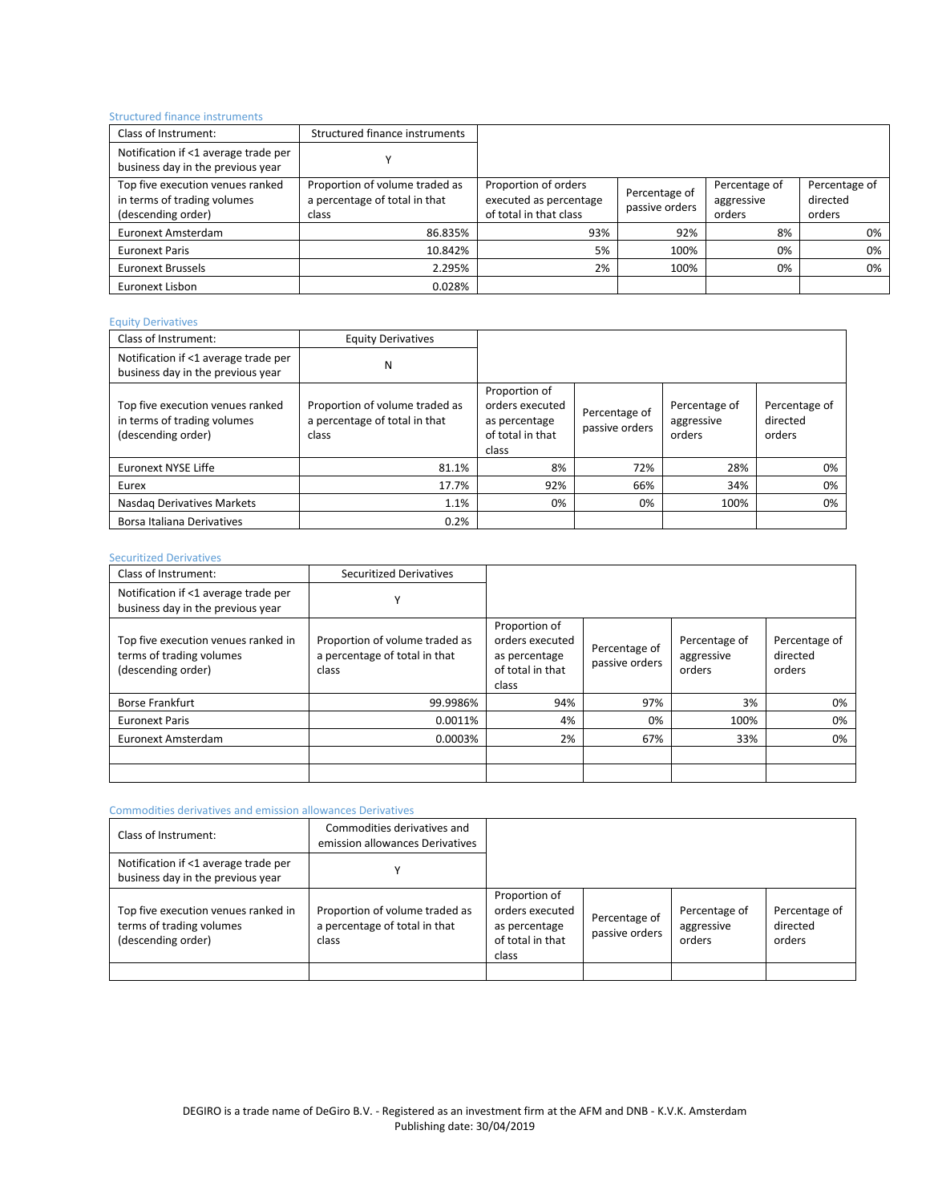### Structured finance instruments

| Class of Instrument: | Structured finance instruments | | | | |
|---|---|---|---|---|---|
| Notification if <1 average trade per business day in the previous year | Y | | | | |
| Top five execution venues ranked in terms of trading volumes (descending order) | Proportion of volume traded as a percentage of total in that class | Proportion of orders executed as percentage of total in that class | Percentage of passive orders | Percentage of aggressive orders | Percentage of directed orders |
| Euronext Amsterdam | 86.835% | 93% | 92% | 8% | 0% |
| Euronext Paris | 10.842% | 5% | 100% | 0% | 0% |
| Euronext Brussels | 2.295% | 2% | 100% | 0% | 0% |
| Euronext Lisbon | 0.028% | | | | |

### Equity Derivatives

| Class of Instrument: | Equity Derivatives | | | | |
|---|---|---|---|---|---|
| Notification if <1 average trade per business day in the previous year | N | | | | |
| Top five execution venues ranked in terms of trading volumes (descending order) | Proportion of volume traded as a percentage of total in that class | Proportion of orders executed as percentage of total in that class | Percentage of passive orders | Percentage of aggressive orders | Percentage of directed orders |
| Euronext NYSE Liffe | 81.1% | 8% | 72% | 28% | 0% |
| Eurex | 17.7% | 92% | 66% | 34% | 0% |
| Nasdaq Derivatives Markets | 1.1% | 0% | 0% | 100% | 0% |
| Borsa Italiana Derivatives | 0.2% | | | | |

### Securitized Derivatives

| Class of Instrument: | Securitized Derivatives | | | | |
|---|---|---|---|---|---|
| Notification if <1 average trade per business day in the previous year | Y | | | | |
| Top five execution venues ranked in terms of trading volumes (descending order) | Proportion of volume traded as a percentage of total in that class | Proportion of orders executed as percentage of total in that class | Percentage of passive orders | Percentage of aggressive orders | Percentage of directed orders |
| Borse Frankfurt | 99.9986% | 94% | 97% | 3% | 0% |
| Euronext Paris | 0.0011% | 4% | 0% | 100% | 0% |
| Euronext Amsterdam | 0.0003% | 2% | 67% | 33% | 0% |
| | | | | | |
| | | | | | |

### Commodities derivatives and emission allowances Derivatives

| Class of Instrument: | Commodities derivatives and emission allowances Derivatives | | | | |
|---|---|---|---|---|---|
| Notification if <1 average trade per business day in the previous year | Y | | | | |
| Top five execution venues ranked in terms of trading volumes (descending order) | Proportion of volume traded as a percentage of total in that class | Proportion of orders executed as percentage of total in that class | Percentage of passive orders | Percentage of aggressive orders | Percentage of directed orders |
| | | | | | |

DEGIRO is a trade name of DeGiro B.V. - Registered as an investment firm at the AFM and DNB - K.V.K. Amsterdam
Publishing date: 30/04/2019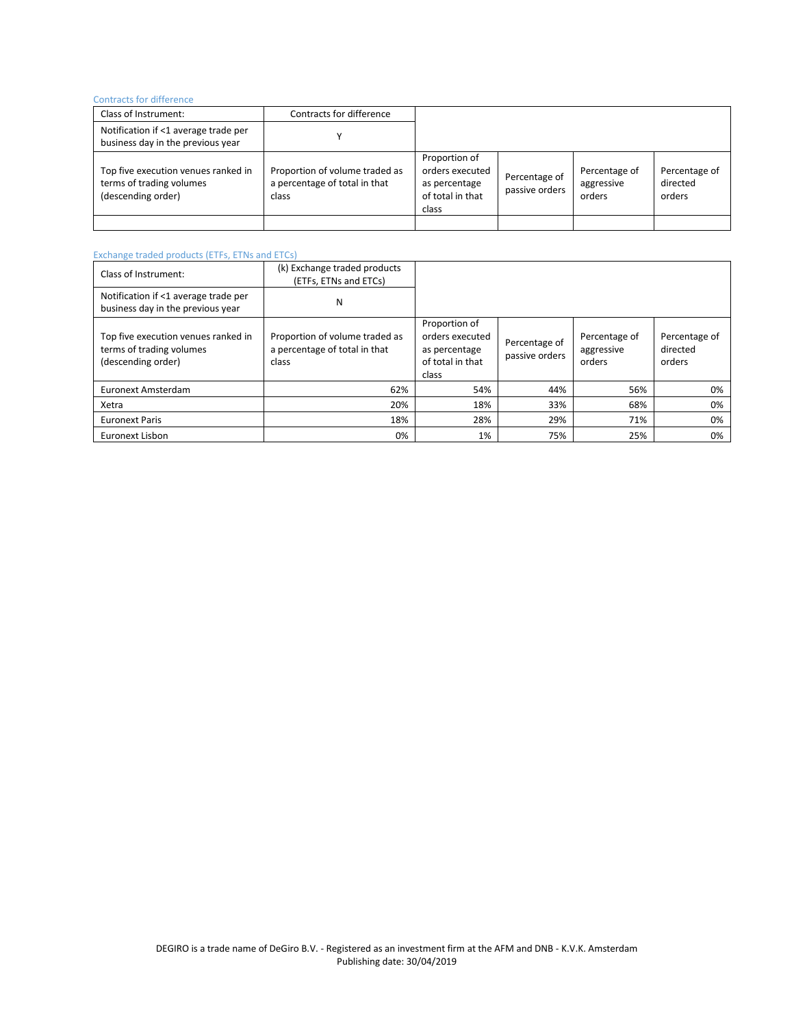### Contracts for difference

| Class of Instrument: | Contracts for difference | | | | |
|---|---|---|---|---|---|
| Notification if <1 average trade per business day in the previous year | Y | | | | |
| Top five execution venues ranked in terms of trading volumes (descending order) | Proportion of volume traded as a percentage of total in that class | Proportion of orders executed as percentage of total in that class | Percentage of passive orders | Percentage of aggressive orders | Percentage of directed orders |
| | | | | | |

### Exchange traded products (ETFs, ETNs and ETCs)

| Class of Instrument: | (k) Exchange traded products (ETFs, ETNs and ETCs) | | | | |
|---|---|---|---|---|---|
| Notification if <1 average trade per business day in the previous year | N | | | | |
| Top five execution venues ranked in terms of trading volumes (descending order) | Proportion of volume traded as a percentage of total in that class | Proportion of orders executed as percentage of total in that class | Percentage of passive orders | Percentage of aggressive orders | Percentage of directed orders |
| Euronext Amsterdam | 62% | 54% | 44% | 56% | 0% |
| Xetra | 20% | 18% | 33% | 68% | 0% |
| Euronext Paris | 18% | 28% | 29% | 71% | 0% |
| Euronext Lisbon | 0% | 1% | 75% | 25% | 0% |

DEGIRO is a trade name of DeGiro B.V. - Registered as an investment firm at the AFM and DNB - K.V.K. Amsterdam
Publishing date: 30/04/2019